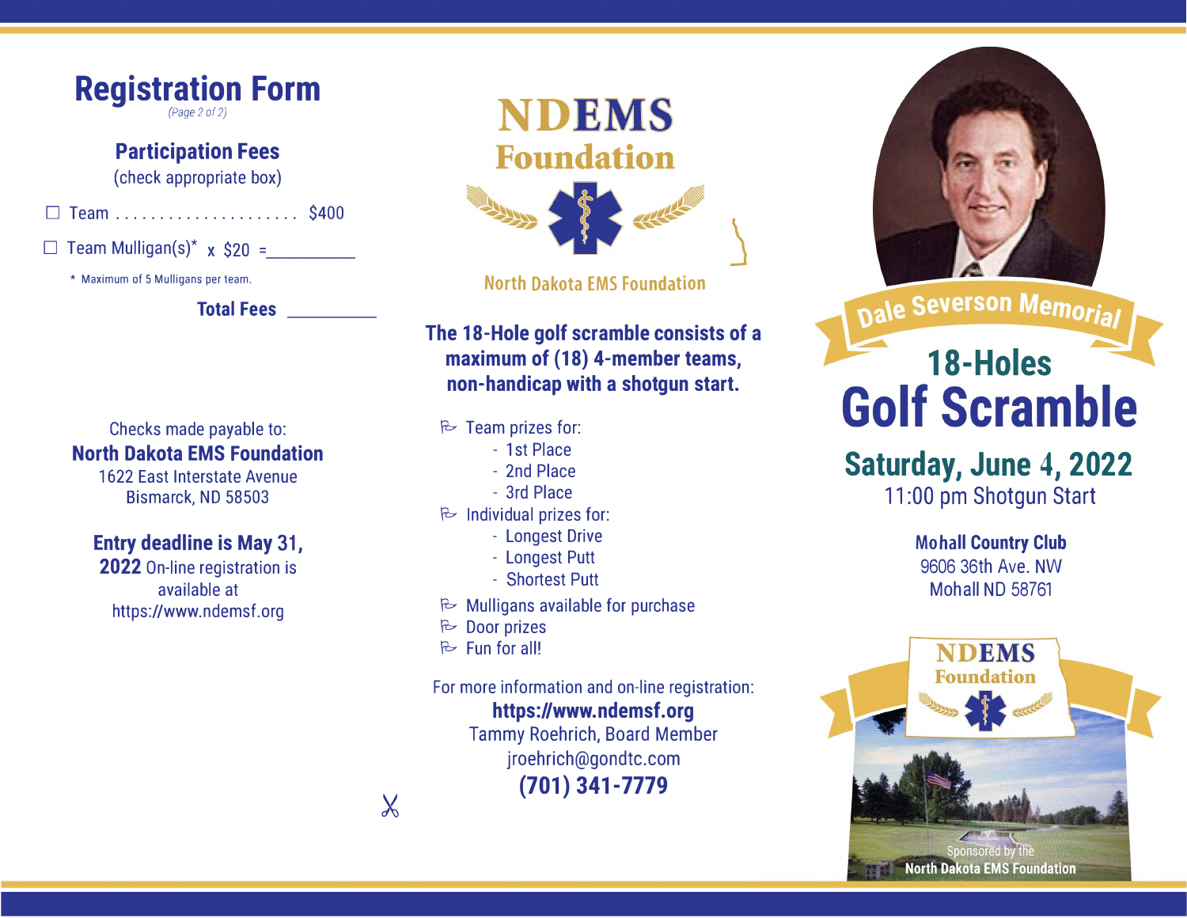# Registration Form

*(Page 2 of 2)*

## Participation Fees

(check appropriate box)

☐ Team ..................... $400

☐ Team Mulligan(s)* x $20 =__________

\* Maximum of 5 Mulligans per team.

**Total Fees** __________

Checks made payable to:
**North Dakota EMS Foundation**
1622 East Interstate Avenue
Bismarck, ND 58503

**Entry deadline is May 31, 2022** On-line registration is available at https://www.ndemsf.org

# NDEMS Foundation

North Dakota EMS Foundation

**The 18-Hole golf scramble consists of a maximum of (18) 4-member teams, non-handicap with a shotgun start.**

- Team prizes for:
  - 1st Place
  - 2nd Place
  - 3rd Place
- Individual prizes for:
  - Longest Drive
  - Longest Putt
  - Shortest Putt
- Mulligans available for purchase
- Door prizes
- Fun for all!

For more information and on-line registration:
**https://www.ndemsf.org**
Tammy Roehrich, Board Member
jroehrich@gondtc.com
**(701) 341-7779**

## Dale Severson Memorial

## 18-Holes

# Golf Scramble

## Saturday, June 4, 2022

11:00 pm Shotgun Start

**Mohall Country Club**
9606 36th Ave. NW
Mohall ND 58761

NDEMS Foundation

Sponsored by the
**North Dakota EMS Foundation**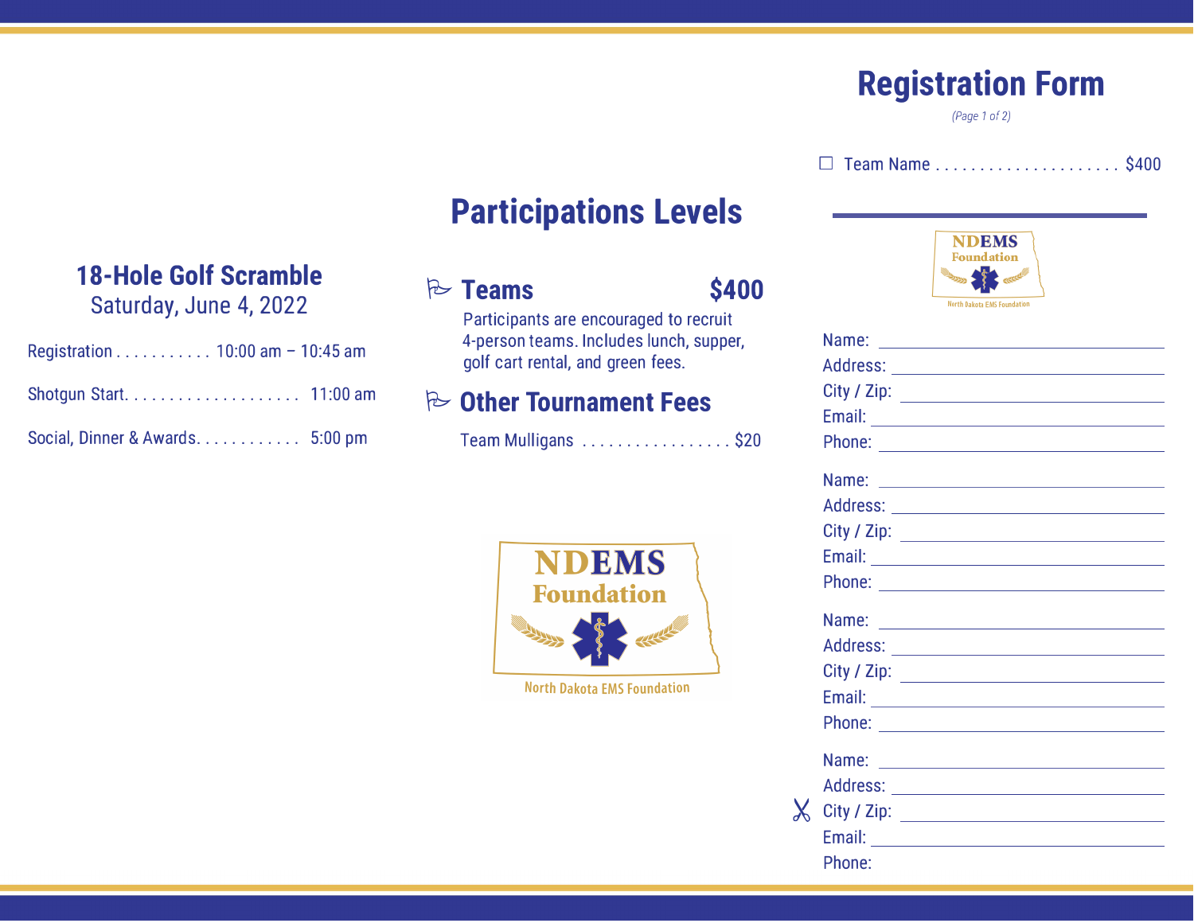## 18-Hole Golf Scramble

Saturday, June 4, 2022

Registration . . . . . . . . . . . 10:00 am – 10:45 am

Shotgun Start. . . . . . . . . . . . . . . . . . . . 11:00 am

Social, Dinner & Awards. . . . . . . . . . . . 5:00 pm

# Participations Levels

### Teams $400

Participants are encouraged to recruit 4-person teams. Includes lunch, supper, golf cart rental, and green fees.

### Other Tournament Fees

Team Mulligans . . . . . . . . . . . . . . . . . $20

NDEMS Foundation

North Dakota EMS Foundation

# Registration Form

*(Page 1 of 2)*

☐ Team Name . . . . . . . . . . . . . . . . . . . . . $400

NDEMS Foundation

North Dakota EMS Foundation

Name: ______________________
Address: ______________________
City / Zip: ______________________
Email: ______________________
Phone: ______________________

Name: ______________________
Address: ______________________
City / Zip: ______________________
Email: ______________________
Phone: ______________________

Name: ______________________
Address: ______________________
City / Zip: ______________________
Email: ______________________
Phone: ______________________

Name: ______________________
Address: ______________________
City / Zip: ______________________
Email: ______________________
Phone: